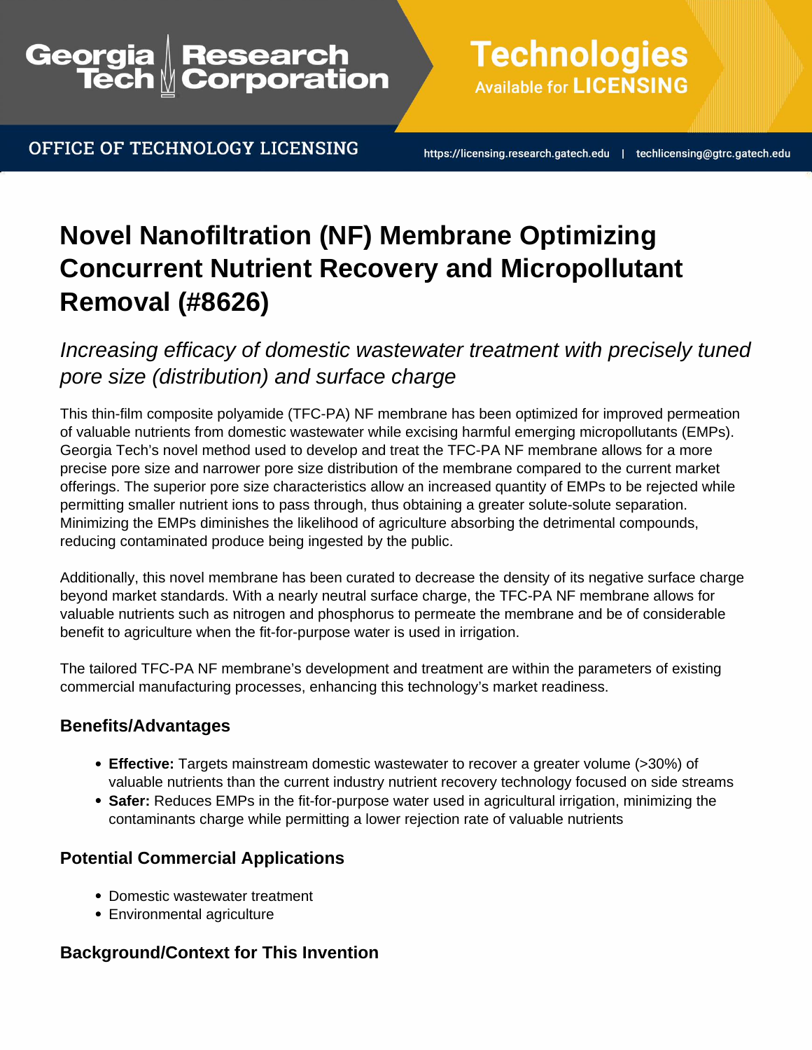# Novel Nanofiltration (NF) Membrane Optimizing Concurrent Nutrient Recovery and Micropollutant Removal (#8626)

*Increasing efficacy of domestic wastewater treatment with precisely tuned pore size (distribution) and surface charge*

This thin-film composite polyamide (TFC-PA) NF membrane has been optimized for improved permeation of valuable nutrients from domestic wastewater while excising harmful emerging micropollutants (EMPs). Georgia Tech's novel method used to develop and treat the TFC-PA NF membrane allows for a more precise pore size and narrower pore size distribution of the membrane compared to the current market offerings. The superior pore size characteristics allow an increased quantity of EMPs to be rejected while permitting smaller nutrient ions to pass through, thus obtaining a greater solute-solute separation. Minimizing the EMPs diminishes the likelihood of agriculture absorbing the detrimental compounds, reducing contaminated produce being ingested by the public.

Additionally, this novel membrane has been curated to decrease the density of its negative surface charge beyond market standards. With a nearly neutral surface charge, the TFC-PA NF membrane allows for valuable nutrients such as nitrogen and phosphorus to permeate the membrane and be of considerable benefit to agriculture when the fit-for-purpose water is used in irrigation.

The tailored TFC-PA NF membrane's development and treatment are within the parameters of existing commercial manufacturing processes, enhancing this technology's market readiness.

### Benefits/Advantages

- **Effective:** Targets mainstream domestic wastewater to recover a greater volume (>30%) of valuable nutrients than the current industry nutrient recovery technology focused on side streams
- **Safer:** Reduces EMPs in the fit-for-purpose water used in agricultural irrigation, minimizing the contaminants charge while permitting a lower rejection rate of valuable nutrients

### Potential Commercial Applications

- Domestic wastewater treatment
- Environmental agriculture

### Background/Context for This Invention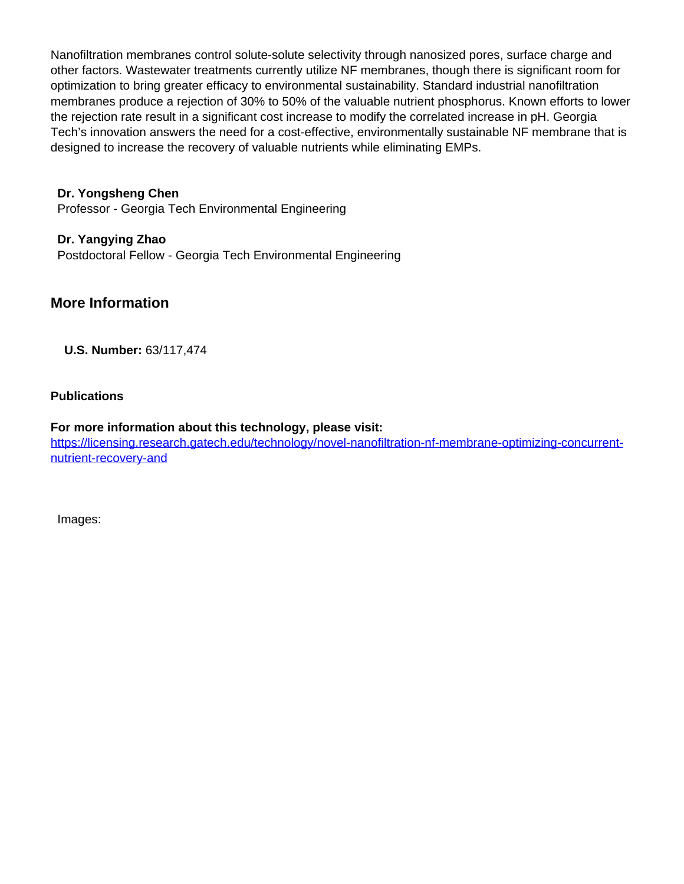Nanofiltration membranes control solute-solute selectivity through nanosized pores, surface charge and other factors. Wastewater treatments currently utilize NF membranes, though there is significant room for optimization to bring greater efficacy to environmental sustainability. Standard industrial nanofiltration membranes produce a rejection of 30% to 50% of the valuable nutrient phosphorus. Known efforts to lower the rejection rate result in a significant cost increase to modify the correlated increase in pH. Georgia Tech's innovation answers the need for a cost-effective, environmentally sustainable NF membrane that is designed to increase the recovery of valuable nutrients while eliminating EMPs.

**Dr. Yongsheng Chen**
Professor - Georgia Tech Environmental Engineering

**Dr. Yangying Zhao**
Postdoctoral Fellow - Georgia Tech Environmental Engineering

## More Information

**U.S. Number:** 63/117,474

**Publications**

**For more information about this technology, please visit:**
https://licensing.research.gatech.edu/technology/novel-nanofiltration-nf-membrane-optimizing-concurrent-nutrient-recovery-and

Images: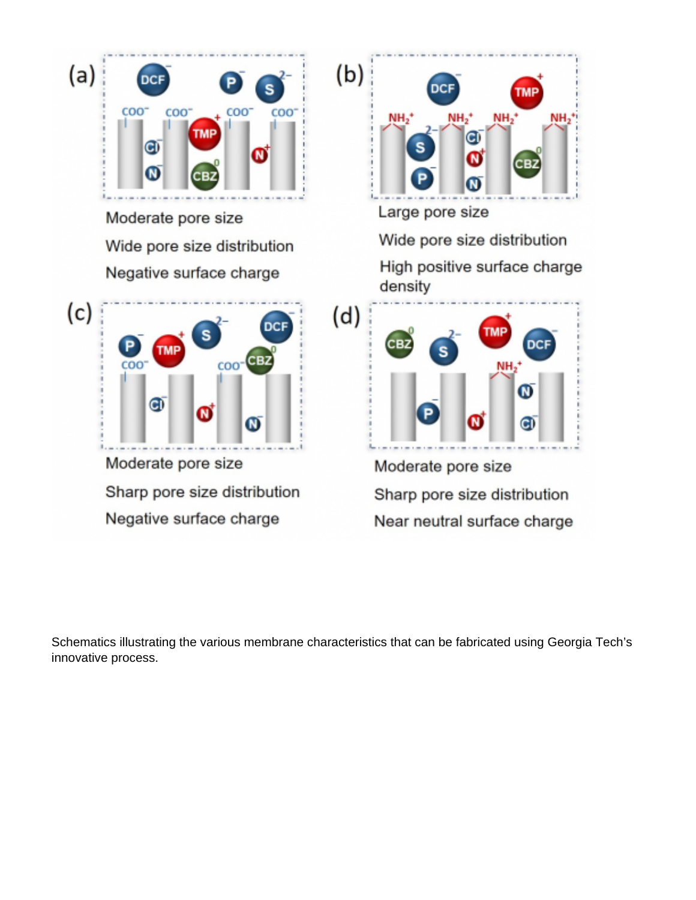(a)

Moderate pore size

Wide pore size distribution

Negative surface charge

(b)

Large pore size

Wide pore size distribution

High positive surface charge density

(c)

Moderate pore size

Sharp pore size distribution

Negative surface charge

(d)

Moderate pore size

Sharp pore size distribution

Near neutral surface charge

Schematics illustrating the various membrane characteristics that can be fabricated using Georgia Tech's innovative process.